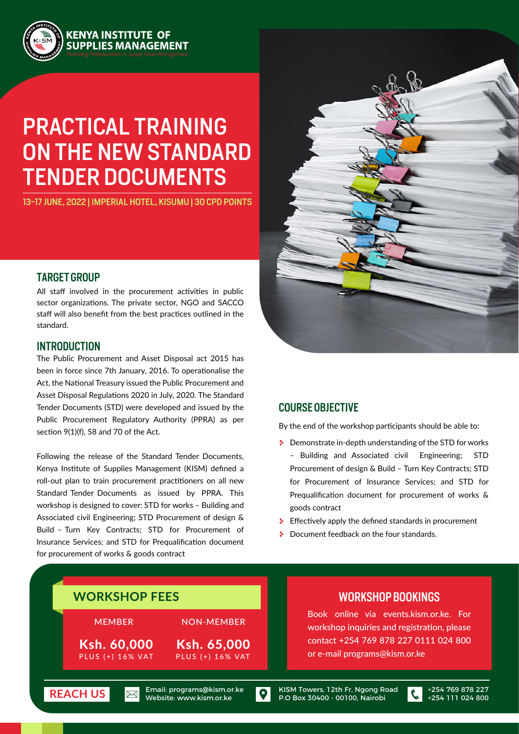**KENYA INSTITUTE OF SUPPLIES MANAGEMENT**

*Promoting Professionalism in Supply Chain Management*

# PRACTICAL TRAINING ON THE NEW STANDARD TENDER DOCUMENTS

**13-17 JUNE, 2022 | IMPERIAL HOTEL, KISUMU | 30 CPD POINTS**

## TARGET GROUP

All staff involved in the procurement activities in public sector organizations. The private sector, NGO and SACCO staff will also benefit from the best practices outlined in the standard.

## INTRODUCTION

The Public Procurement and Asset Disposal act 2015 has been in force since 7th January, 2016. To operationalise the Act, the National Treasury issued the Public Procurement and Asset Disposal Regulations 2020 in July, 2020. The Standard Tender Documents (STD) were developed and issued by the Public Procurement Regulatory Authority (PPRA) as per section 9(1)(f), 58 and 70 of the Act.

Following the release of the Standard Tender Documents, Kenya Institute of Supplies Management (KISM) defined a roll-out plan to train procurement practitioners on all new Standard Tender Documents as issued by PPRA. This workshop is designed to cover: STD for works – Building and Associated civil Engineering; STD Procurement of design & Build – Turn Key Contracts; STD for Procurement of Insurance Services; and STD for Prequalification document for procurement of works & goods contract

## COURSE OBJECTIVE

By the end of the workshop participants should be able to:

- Demonstrate in-depth understanding of the STD for works – Building and Associated civil Engineering; STD Procurement of design & Build – Turn Key Contracts; STD for Procurement of Insurance Services; and STD for Prequalification document for procurement of works & goods contract
- Effectively apply the defined standards in procurement
- Document feedback on the four standards.

## WORKSHOP FEES

| MEMBER | NON-MEMBER |
| --- | --- |
| **Ksh. 60,000** PLUS (+) 16% VAT | **Ksh. 65,000** PLUS (+) 16% VAT |

## WORKSHOP BOOKINGS

Book online via events.kism.or.ke. For workshop inquiries and registration, please contact +254 769 878 227 0111 024 800 or e-mail programs@kism.or.ke

**REACH US**

Email: programs@kism.or.ke
Website: www.kism.or.ke

KISM Towers, 12th Fr, Ngong Road
P.O Box 30400 - 00100, Nairobi

+254 769 878 227
+254 111 024 800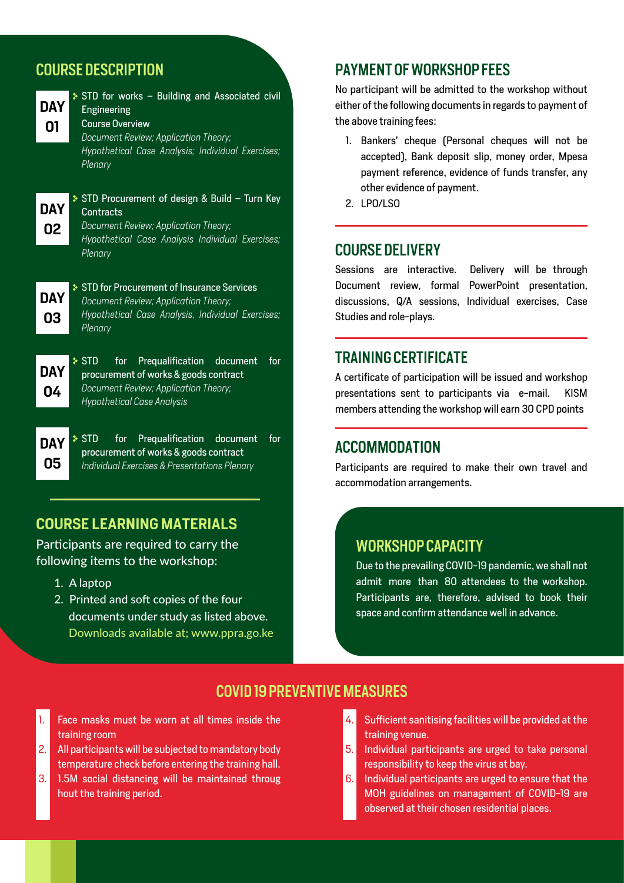## COURSE DESCRIPTION

**DAY 01**
- STD for works – Building and Associated civil Engineering
  Course Overview
  *Document Review; Application Theory; Hypothetical Case Analysis; Individual Exercises; Plenary*

**DAY 02**
- STD Procurement of design & Build – Turn Key Contracts
  *Document Review; Application Theory; Hypothetical Case Analysis Individual Exercises; Plenary*

**DAY 03**
- STD for Procurement of Insurance Services
  *Document Review; Application Theory; Hypothetical Case Analysis, Individual Exercises; Plenary*

**DAY 04**
- STD for Prequalification document for procurement of works & goods contract
  *Document Review; Application Theory; Hypothetical Case Analysis*

**DAY 05**
- STD for Prequalification document for procurement of works & goods contract
  *Individual Exercises & Presentations Plenary*

## COURSE LEARNING MATERIALS

Participants are required to carry the following items to the workshop:

1. A laptop
2. Printed and soft copies of the four documents under study as listed above. Downloads available at; www.ppra.go.ke

## PAYMENT OF WORKSHOP FEES

No participant will be admitted to the workshop without either of the following documents in regards to payment of the above training fees:

1. Bankers' cheque (Personal cheques will not be accepted), Bank deposit slip, money order, Mpesa payment reference, evidence of funds transfer, any other evidence of payment.
2. LPO/LSO

## COURSE DELIVERY

Sessions are interactive. Delivery will be through Document review, formal PowerPoint presentation, discussions, Q/A sessions, Individual exercises, Case Studies and role-plays.

## TRAINING CERTIFICATE

A certificate of participation will be issued and workshop presentations sent to participants via e-mail. KISM members attending the workshop will earn 30 CPD points

## ACCOMMODATION

Participants are required to make their own travel and accommodation arrangements.

## WORKSHOP CAPACITY

Due to the prevailing COVID-19 pandemic, we shall not admit more than 80 attendees to the workshop. Participants are, therefore, advised to book their space and confirm attendance well in advance.

## COVID 19 PREVENTIVE MEASURES

1. Face masks must be worn at all times inside the training room
2. All participants will be subjected to mandatory body temperature check before entering the training hall.
3. 1.5M social distancing will be maintained throug hout the training period.
4. Sufficient sanitising facilities will be provided at the training venue.
5. Individual participants are urged to take personal responsibility to keep the virus at bay.
6. Individual participants are urged to ensure that the MOH guidelines on management of COVID-19 are observed at their chosen residential places.